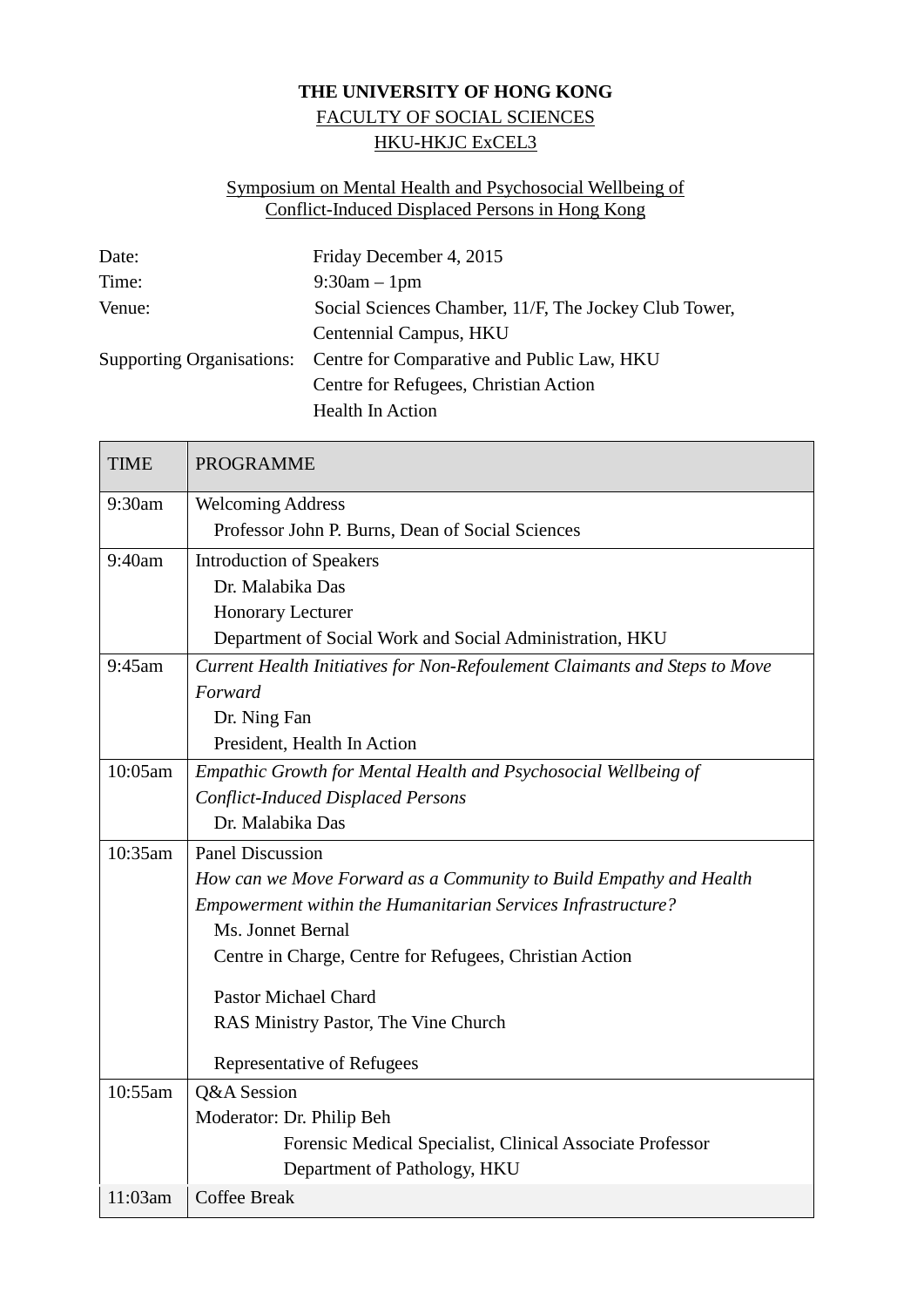**THE UNIVERSITY OF HONG KONG**

FACULTY OF SOCIAL SCIENCES

HKU-HKJC ExCEL3

Symposium on Mental Health and Psychosocial Wellbeing of Conflict-Induced Displaced Persons in Hong Kong

| | |
|---|---|
| Date: | Friday December 4, 2015 |
| Time: | 9:30am – 1pm |
| Venue: | Social Sciences Chamber, 11/F, The Jockey Club Tower, Centennial Campus, HKU |
| Supporting Organisations: | Centre for Comparative and Public Law, HKU<br>Centre for Refugees, Christian Action<br>Health In Action |

| TIME | PROGRAMME |
|---|---|
| 9:30am | Welcoming Address<br>Professor John P. Burns, Dean of Social Sciences |
| 9:40am | Introduction of Speakers<br>Dr. Malabika Das<br>Honorary Lecturer<br>Department of Social Work and Social Administration, HKU |
| 9:45am | *Current Health Initiatives for Non-Refoulement Claimants and Steps to Move Forward*<br>Dr. Ning Fan<br>President, Health In Action |
| 10:05am | *Empathic Growth for Mental Health and Psychosocial Wellbeing of Conflict-Induced Displaced Persons*<br>Dr. Malabika Das |
| 10:35am | Panel Discussion<br>*How can we Move Forward as a Community to Build Empathy and Health Empowerment within the Humanitarian Services Infrastructure?*<br>Ms. Jonnet Bernal<br>Centre in Charge, Centre for Refugees, Christian Action<br><br>Pastor Michael Chard<br>RAS Ministry Pastor, The Vine Church<br><br>Representative of Refugees |
| 10:55am | Q&A Session<br>Moderator: Dr. Philip Beh<br>Forensic Medical Specialist, Clinical Associate Professor<br>Department of Pathology, HKU |
| 11:03am | Coffee Break |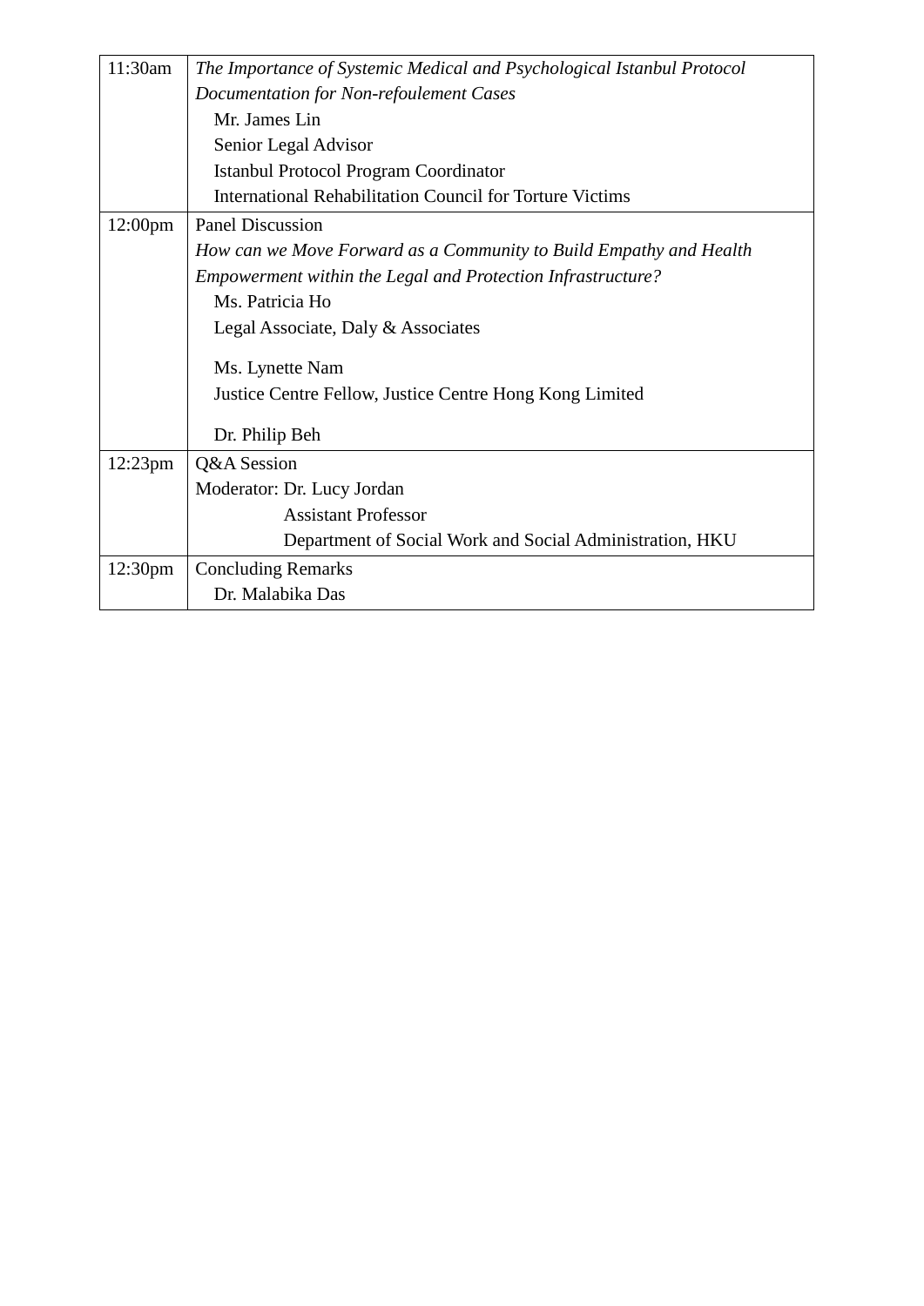| | |
|---|---|
| 11:30am | *The Importance of Systemic Medical and Psychological Istanbul Protocol Documentation for Non-refoulement Cases*<br>Mr. James Lin<br>Senior Legal Advisor<br>Istanbul Protocol Program Coordinator<br>International Rehabilitation Council for Torture Victims |
| 12:00pm | Panel Discussion<br>*How can we Move Forward as a Community to Build Empathy and Health Empowerment within the Legal and Protection Infrastructure?*<br>Ms. Patricia Ho<br>Legal Associate, Daly & Associates<br><br>Ms. Lynette Nam<br>Justice Centre Fellow, Justice Centre Hong Kong Limited<br><br>Dr. Philip Beh |
| 12:23pm | Q&A Session<br>Moderator: Dr. Lucy Jordan<br>Assistant Professor<br>Department of Social Work and Social Administration, HKU |
| 12:30pm | Concluding Remarks<br>Dr. Malabika Das |